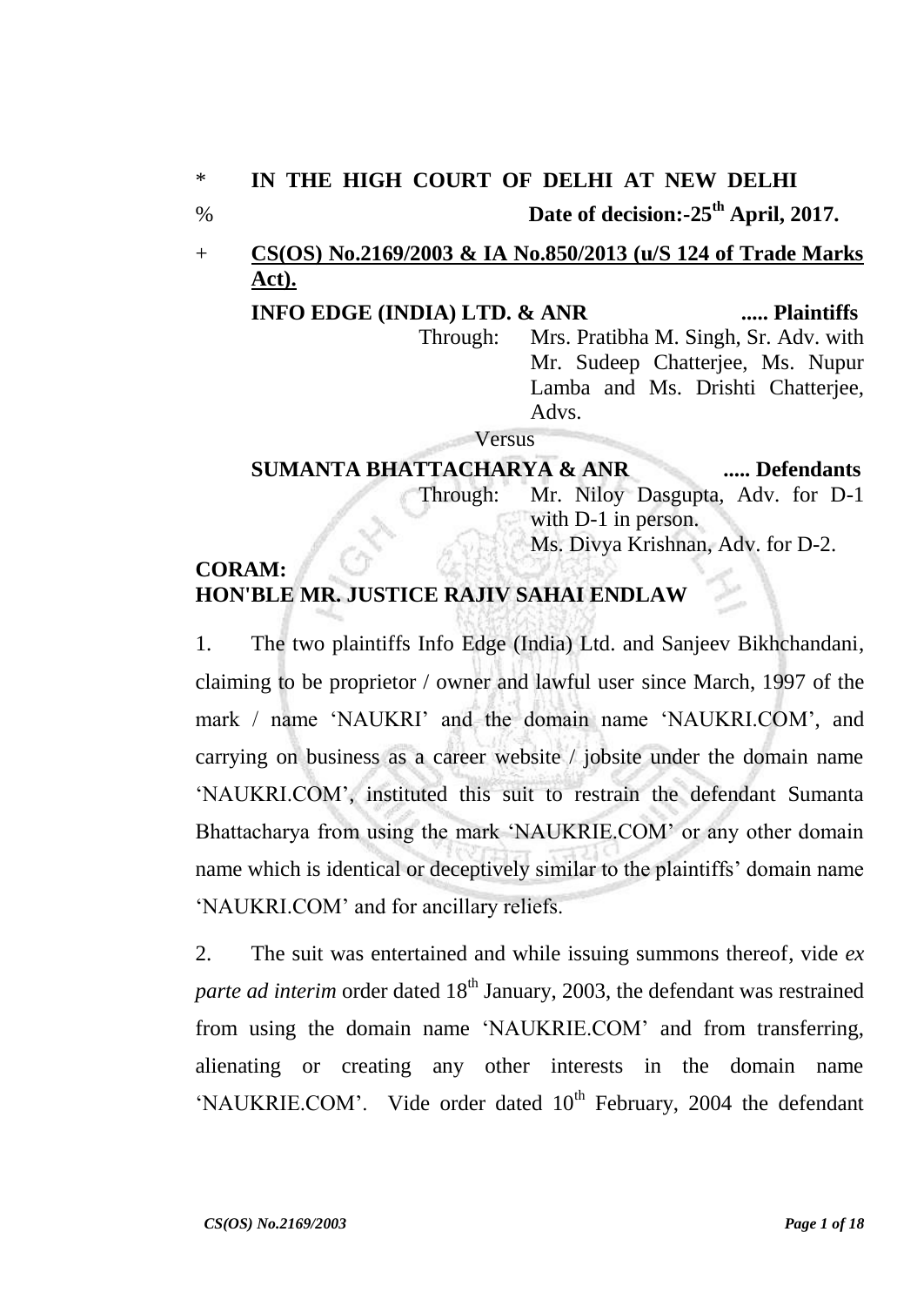\* **IN THE HIGH COURT OF DELHI AT NEW DELHI**

% **Date of decision:-25th April, 2017.**

\+ **CS(OS) No.2169/2003 & IA No.850/2013 (u/S 124 of Trade Marks Act).**

**INFO EDGE (INDIA) LTD. & ANR ..... Plaintiffs**

Through: Mrs. Pratibha M. Singh, Sr. Adv. with Mr. Sudeep Chatterjee, Ms. Nupur Lamba and Ms. Drishti Chatterjee, Advs.

Versus

**SUMANTA BHATTACHARYA & ANR ..... Defendants**

Through: Mr. Niloy Dasgupta, Adv. for D-1 with D-1 in person.
Ms. Divya Krishnan, Adv. for D-2.

**CORAM:**
**HON'BLE MR. JUSTICE RAJIV SAHAI ENDLAW**

1. The two plaintiffs Info Edge (India) Ltd. and Sanjeev Bikhchandani, claiming to be proprietor / owner and lawful user since March, 1997 of the mark / name 'NAUKRI' and the domain name 'NAUKRI.COM', and carrying on business as a career website / jobsite under the domain name 'NAUKRI.COM', instituted this suit to restrain the defendant Sumanta Bhattacharya from using the mark 'NAUKRIE.COM' or any other domain name which is identical or deceptively similar to the plaintiffs' domain name 'NAUKRI.COM' and for ancillary reliefs.

2. The suit was entertained and while issuing summons thereof, vide *ex parte ad interim* order dated 18th January, 2003, the defendant was restrained from using the domain name 'NAUKRIE.COM' and from transferring, alienating or creating any other interests in the domain name 'NAUKRIE.COM'. Vide order dated 10th February, 2004 the defendant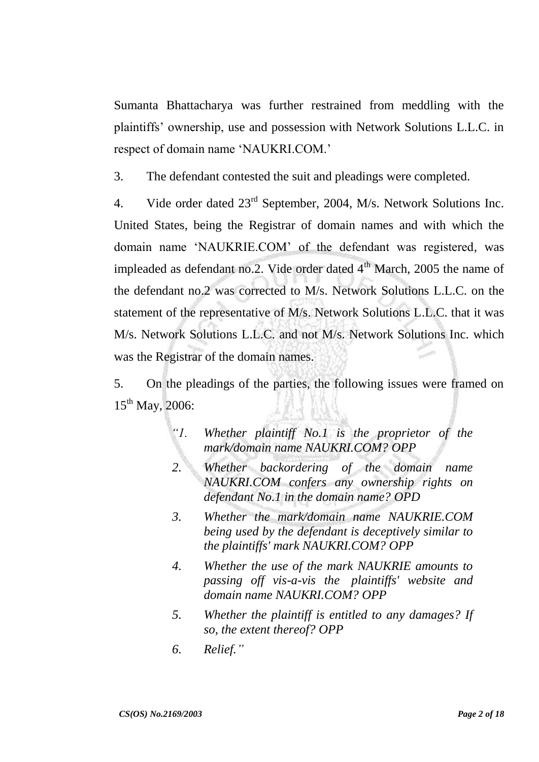Sumanta Bhattacharya was further restrained from meddling with the plaintiffs' ownership, use and possession with Network Solutions L.L.C. in respect of domain name 'NAUKRI.COM.'

3. The defendant contested the suit and pleadings were completed.

4. Vide order dated 23rd September, 2004, M/s. Network Solutions Inc. United States, being the Registrar of domain names and with which the domain name 'NAUKRIE.COM' of the defendant was registered, was impleaded as defendant no.2. Vide order dated 4th March, 2005 the name of the defendant no.2 was corrected to M/s. Network Solutions L.L.C. on the statement of the representative of M/s. Network Solutions L.L.C. that it was M/s. Network Solutions L.L.C. and not M/s. Network Solutions Inc. which was the Registrar of the domain names.

5. On the pleadings of the parties, the following issues were framed on 15th May, 2006:

> *"1. Whether plaintiff No.1 is the proprietor of the mark/domain name NAUKRI.COM? OPP*
>
> *2. Whether backordering of the domain name NAUKRI.COM confers any ownership rights on defendant No.1 in the domain name? OPD*
>
> *3. Whether the mark/domain name NAUKRIE.COM being used by the defendant is deceptively similar to the plaintiffs' mark NAUKRI.COM? OPP*
>
> *4. Whether the use of the mark NAUKRIE amounts to passing off vis-a-vis the plaintiffs' website and domain name NAUKRI.COM? OPP*
>
> *5. Whether the plaintiff is entitled to any damages? If so, the extent thereof? OPP*
>
> *6. Relief."*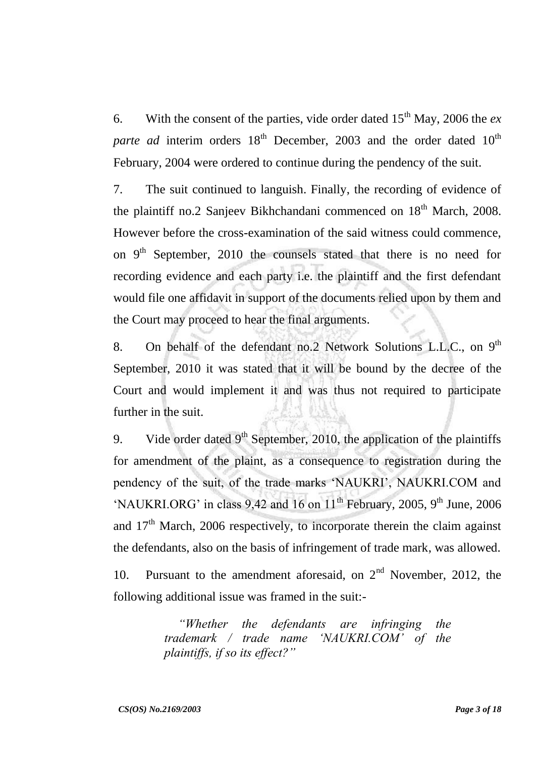6. With the consent of the parties, vide order dated 15th May, 2006 the *ex parte ad* interim orders 18th December, 2003 and the order dated 10th February, 2004 were ordered to continue during the pendency of the suit.

7. The suit continued to languish. Finally, the recording of evidence of the plaintiff no.2 Sanjeev Bikhchandani commenced on 18th March, 2008. However before the cross-examination of the said witness could commence, on 9th September, 2010 the counsels stated that there is no need for recording evidence and each party i.e. the plaintiff and the first defendant would file one affidavit in support of the documents relied upon by them and the Court may proceed to hear the final arguments.

8. On behalf of the defendant no.2 Network Solutions L.L.C., on 9th September, 2010 it was stated that it will be bound by the decree of the Court and would implement it and was thus not required to participate further in the suit.

9. Vide order dated 9th September, 2010, the application of the plaintiffs for amendment of the plaint, as a consequence to registration during the pendency of the suit, of the trade marks 'NAUKRI', NAUKRI.COM and 'NAUKRI.ORG' in class 9,42 and 16 on 11th February, 2005, 9th June, 2006 and 17th March, 2006 respectively, to incorporate therein the claim against the defendants, also on the basis of infringement of trade mark, was allowed.

10. Pursuant to the amendment aforesaid, on 2nd November, 2012, the following additional issue was framed in the suit:-

> *"Whether the defendants are infringing the trademark / trade name 'NAUKRI.COM' of the plaintiffs, if so its effect?"*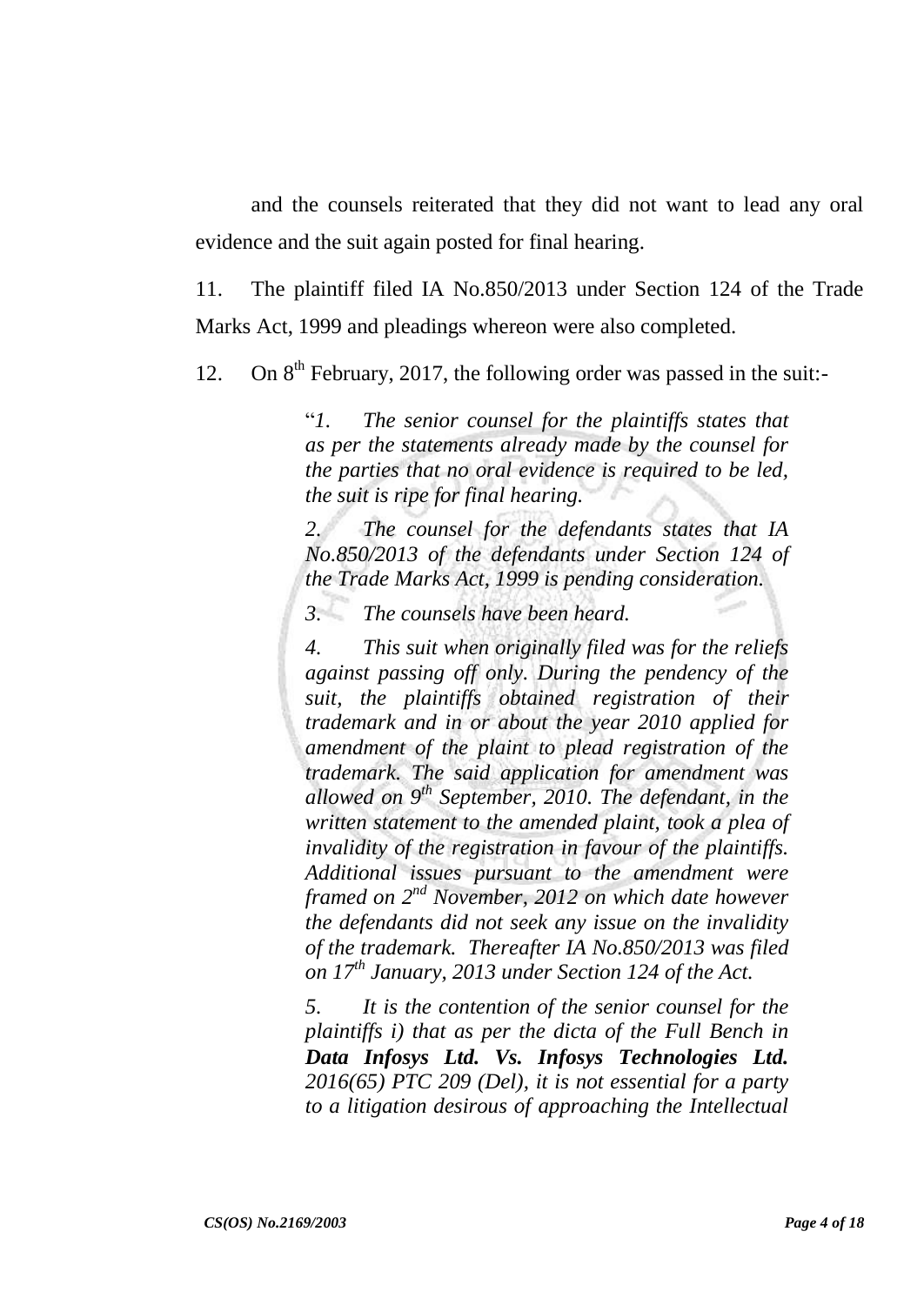and the counsels reiterated that they did not want to lead any oral evidence and the suit again posted for final hearing.

11. The plaintiff filed IA No.850/2013 under Section 124 of the Trade Marks Act, 1999 and pleadings whereon were also completed.

12. On 8th February, 2017, the following order was passed in the suit:-

> "*1. The senior counsel for the plaintiffs states that as per the statements already made by the counsel for the parties that no oral evidence is required to be led, the suit is ripe for final hearing.*
>
> *2. The counsel for the defendants states that IA No.850/2013 of the defendants under Section 124 of the Trade Marks Act, 1999 is pending consideration.*
>
> *3. The counsels have been heard.*
>
> *4. This suit when originally filed was for the reliefs against passing off only. During the pendency of the suit, the plaintiffs obtained registration of their trademark and in or about the year 2010 applied for amendment of the plaint to plead registration of the trademark. The said application for amendment was allowed on 9th September, 2010. The defendant, in the written statement to the amended plaint, took a plea of invalidity of the registration in favour of the plaintiffs. Additional issues pursuant to the amendment were framed on 2nd November, 2012 on which date however the defendants did not seek any issue on the invalidity of the trademark. Thereafter IA No.850/2013 was filed on 17th January, 2013 under Section 124 of the Act.*
>
> *5. It is the contention of the senior counsel for the plaintiffs i) that as per the dicta of the Full Bench in* ***Data Infosys Ltd. Vs. Infosys Technologies Ltd.*** *2016(65) PTC 209 (Del), it is not essential for a party to a litigation desirous of approaching the Intellectual*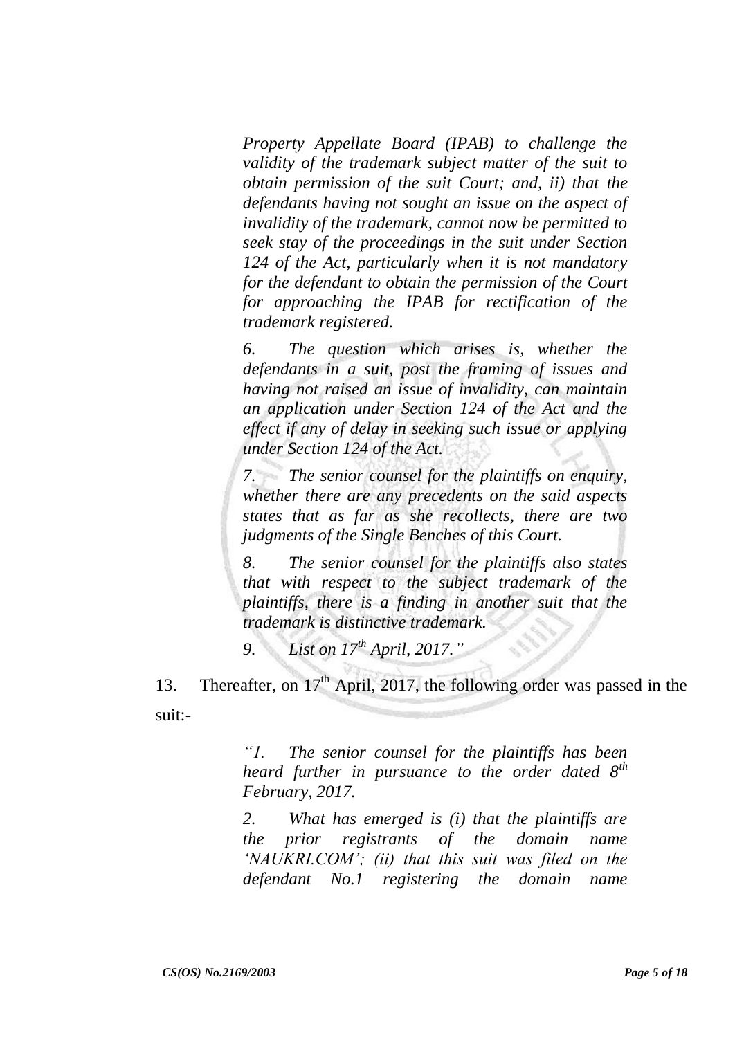*Property Appellate Board (IPAB) to challenge the validity of the trademark subject matter of the suit to obtain permission of the suit Court; and, ii) that the defendants having not sought an issue on the aspect of invalidity of the trademark, cannot now be permitted to seek stay of the proceedings in the suit under Section 124 of the Act, particularly when it is not mandatory for the defendant to obtain the permission of the Court for approaching the IPAB for rectification of the trademark registered.*

*6. The question which arises is, whether the defendants in a suit, post the framing of issues and having not raised an issue of invalidity, can maintain an application under Section 124 of the Act and the effect if any of delay in seeking such issue or applying under Section 124 of the Act.*

*7. The senior counsel for the plaintiffs on enquiry, whether there are any precedents on the said aspects states that as far as she recollects, there are two judgments of the Single Benches of this Court.*

*8. The senior counsel for the plaintiffs also states that with respect to the subject trademark of the plaintiffs, there is a finding in another suit that the trademark is distinctive trademark.*

*9. List on 17th April, 2017."*

13. Thereafter, on 17th April, 2017, the following order was passed in the suit:-

*"1. The senior counsel for the plaintiffs has been heard further in pursuance to the order dated 8th February, 2017.*

*2. What has emerged is (i) that the plaintiffs are the prior registrants of the domain name 'NAUKRI.COM'; (ii) that this suit was filed on the defendant No.1 registering the domain name*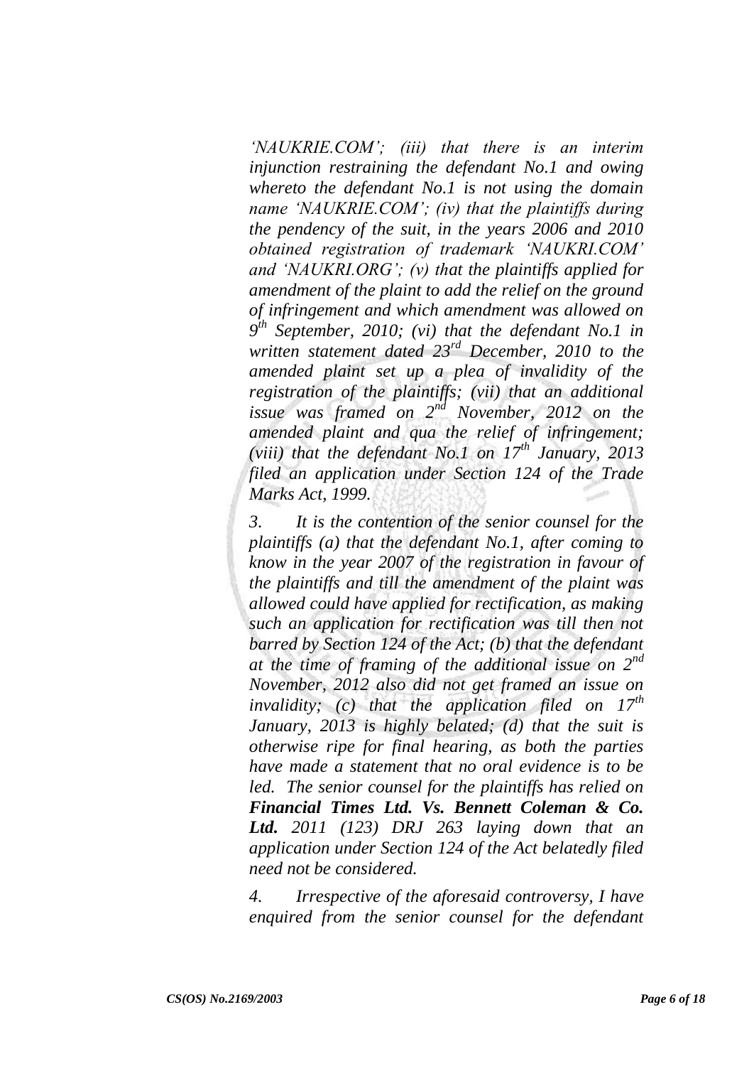*'NAUKRIE.COM'; (iii) that there is an interim injunction restraining the defendant No.1 and owing whereto the defendant No.1 is not using the domain name 'NAUKRIE.COM'; (iv) that the plaintiffs during the pendency of the suit, in the years 2006 and 2010 obtained registration of trademark 'NAUKRI.COM' and 'NAUKRI.ORG'; (v) that the plaintiffs applied for amendment of the plaint to add the relief on the ground of infringement and which amendment was allowed on 9th September, 2010; (vi) that the defendant No.1 in written statement dated 23rd December, 2010 to the amended plaint set up a plea of invalidity of the registration of the plaintiffs; (vii) that an additional issue was framed on 2nd November, 2012 on the amended plaint and qua the relief of infringement; (viii) that the defendant No.1 on 17th January, 2013 filed an application under Section 124 of the Trade Marks Act, 1999.*

*3. It is the contention of the senior counsel for the plaintiffs (a) that the defendant No.1, after coming to know in the year 2007 of the registration in favour of the plaintiffs and till the amendment of the plaint was allowed could have applied for rectification, as making such an application for rectification was till then not barred by Section 124 of the Act; (b) that the defendant at the time of framing of the additional issue on 2nd November, 2012 also did not get framed an issue on invalidity; (c) that the application filed on 17th January, 2013 is highly belated; (d) that the suit is otherwise ripe for final hearing, as both the parties have made a statement that no oral evidence is to be led. The senior counsel for the plaintiffs has relied on* ***Financial Times Ltd. Vs. Bennett Coleman & Co. Ltd.*** *2011 (123) DRJ 263 laying down that an application under Section 124 of the Act belatedly filed need not be considered.*

*4. Irrespective of the aforesaid controversy, I have enquired from the senior counsel for the defendant*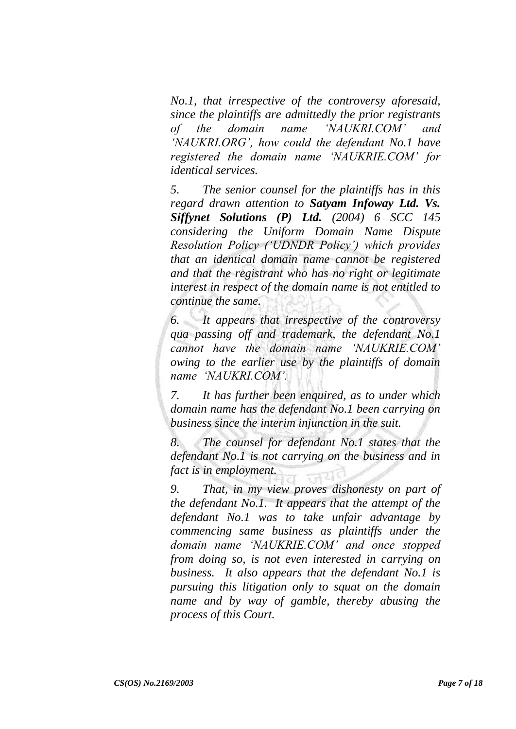*No.1, that irrespective of the controversy aforesaid, since the plaintiffs are admittedly the prior registrants of the domain name 'NAUKRI.COM' and 'NAUKRI.ORG', how could the defendant No.1 have registered the domain name 'NAUKRIE.COM' for identical services.*

*5. The senior counsel for the plaintiffs has in this regard drawn attention to **Satyam Infoway Ltd. Vs. Siffynet Solutions (P) Ltd.** (2004) 6 SCC 145 considering the Uniform Domain Name Dispute Resolution Policy ('UDNDR Policy') which provides that an identical domain name cannot be registered and that the registrant who has no right or legitimate interest in respect of the domain name is not entitled to continue the same.*

*6. It appears that irrespective of the controversy qua passing off and trademark, the defendant No.1 cannot have the domain name 'NAUKRIE.COM' owing to the earlier use by the plaintiffs of domain name 'NAUKRI.COM'.*

*7. It has further been enquired, as to under which domain name has the defendant No.1 been carrying on business since the interim injunction in the suit.*

*8. The counsel for defendant No.1 states that the defendant No.1 is not carrying on the business and in fact is in employment.*

*9. That, in my view proves dishonesty on part of the defendant No.1. It appears that the attempt of the defendant No.1 was to take unfair advantage by commencing same business as plaintiffs under the domain name 'NAUKRIE.COM' and once stopped from doing so, is not even interested in carrying on business. It also appears that the defendant No.1 is pursuing this litigation only to squat on the domain name and by way of gamble, thereby abusing the process of this Court.*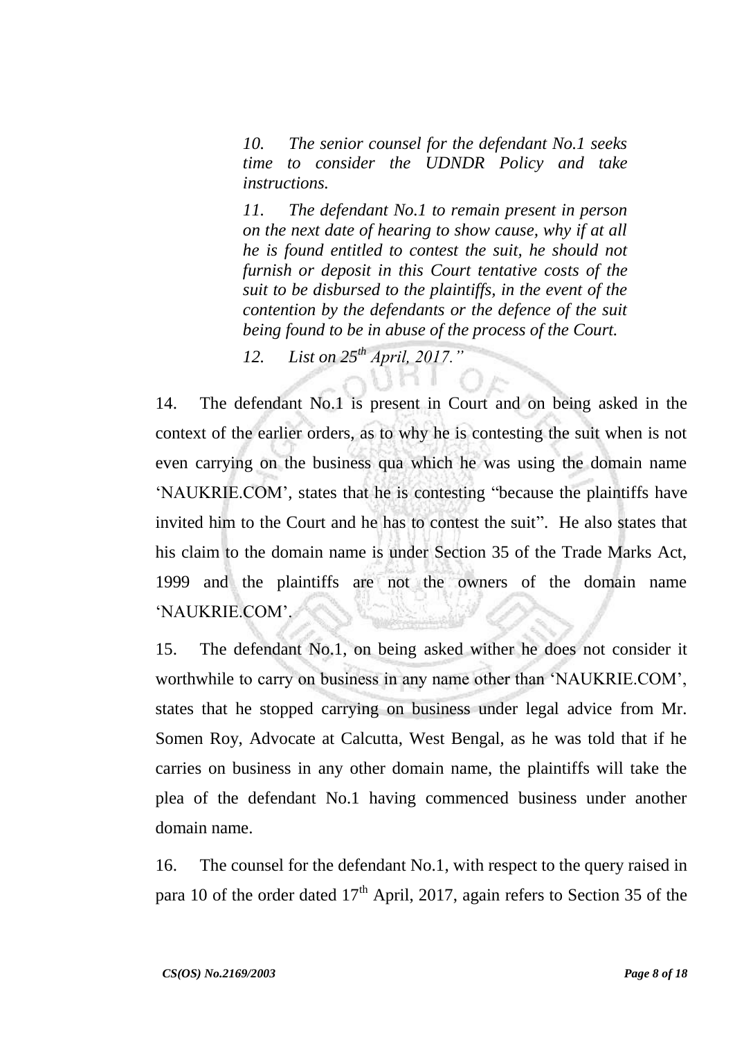> *10. The senior counsel for the defendant No.1 seeks time to consider the UDNDR Policy and take instructions.*
>
> *11. The defendant No.1 to remain present in person on the next date of hearing to show cause, why if at all he is found entitled to contest the suit, he should not furnish or deposit in this Court tentative costs of the suit to be disbursed to the plaintiffs, in the event of the contention by the defendants or the defence of the suit being found to be in abuse of the process of the Court.*
>
> *12. List on 25th April, 2017."*

14. The defendant No.1 is present in Court and on being asked in the context of the earlier orders, as to why he is contesting the suit when is not even carrying on the business qua which he was using the domain name 'NAUKRIE.COM', states that he is contesting "because the plaintiffs have invited him to the Court and he has to contest the suit". He also states that his claim to the domain name is under Section 35 of the Trade Marks Act, 1999 and the plaintiffs are not the owners of the domain name 'NAUKRIE.COM'.

15. The defendant No.1, on being asked wither he does not consider it worthwhile to carry on business in any name other than 'NAUKRIE.COM', states that he stopped carrying on business under legal advice from Mr. Somen Roy, Advocate at Calcutta, West Bengal, as he was told that if he carries on business in any other domain name, the plaintiffs will take the plea of the defendant No.1 having commenced business under another domain name.

16. The counsel for the defendant No.1, with respect to the query raised in para 10 of the order dated 17th April, 2017, again refers to Section 35 of the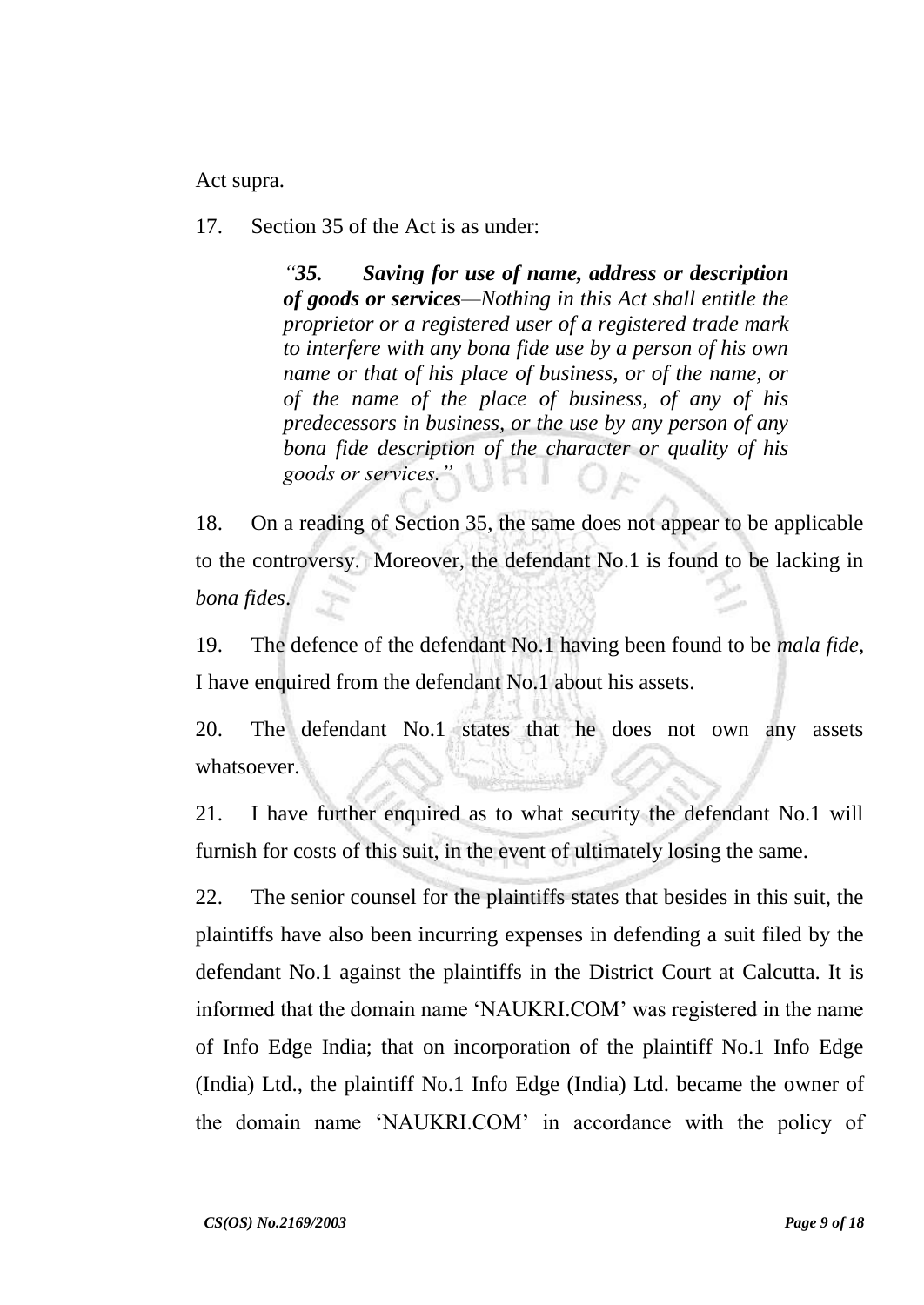Act supra.

17. Section 35 of the Act is as under:

> *"**35. Saving for use of name, address or description of goods or services**—Nothing in this Act shall entitle the proprietor or a registered user of a registered trade mark to interfere with any bona fide use by a person of his own name or that of his place of business, or of the name, or of the name of the place of business, of any of his predecessors in business, or the use by any person of any bona fide description of the character or quality of his goods or services."*

18. On a reading of Section 35, the same does not appear to be applicable to the controversy. Moreover, the defendant No.1 is found to be lacking in *bona fides*.

19. The defence of the defendant No.1 having been found to be *mala fide*, I have enquired from the defendant No.1 about his assets.

20. The defendant No.1 states that he does not own any assets whatsoever.

21. I have further enquired as to what security the defendant No.1 will furnish for costs of this suit, in the event of ultimately losing the same.

22. The senior counsel for the plaintiffs states that besides in this suit, the plaintiffs have also been incurring expenses in defending a suit filed by the defendant No.1 against the plaintiffs in the District Court at Calcutta. It is informed that the domain name 'NAUKRI.COM' was registered in the name of Info Edge India; that on incorporation of the plaintiff No.1 Info Edge (India) Ltd., the plaintiff No.1 Info Edge (India) Ltd. became the owner of the domain name 'NAUKRI.COM' in accordance with the policy of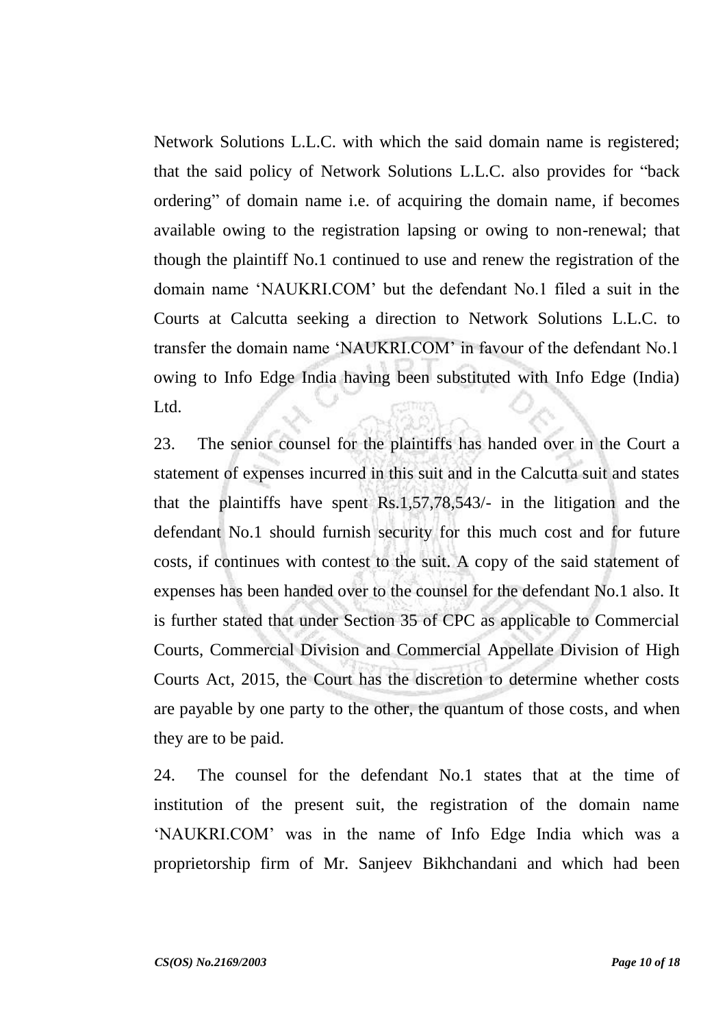Network Solutions L.L.C. with which the said domain name is registered; that the said policy of Network Solutions L.L.C. also provides for "back ordering" of domain name i.e. of acquiring the domain name, if becomes available owing to the registration lapsing or owing to non-renewal; that though the plaintiff No.1 continued to use and renew the registration of the domain name 'NAUKRI.COM' but the defendant No.1 filed a suit in the Courts at Calcutta seeking a direction to Network Solutions L.L.C. to transfer the domain name 'NAUKRI.COM' in favour of the defendant No.1 owing to Info Edge India having been substituted with Info Edge (India) Ltd.

23. The senior counsel for the plaintiffs has handed over in the Court a statement of expenses incurred in this suit and in the Calcutta suit and states that the plaintiffs have spent Rs.1,57,78,543/- in the litigation and the defendant No.1 should furnish security for this much cost and for future costs, if continues with contest to the suit. A copy of the said statement of expenses has been handed over to the counsel for the defendant No.1 also. It is further stated that under Section 35 of CPC as applicable to Commercial Courts, Commercial Division and Commercial Appellate Division of High Courts Act, 2015, the Court has the discretion to determine whether costs are payable by one party to the other, the quantum of those costs, and when they are to be paid.

24. The counsel for the defendant No.1 states that at the time of institution of the present suit, the registration of the domain name 'NAUKRI.COM' was in the name of Info Edge India which was a proprietorship firm of Mr. Sanjeev Bikhchandani and which had been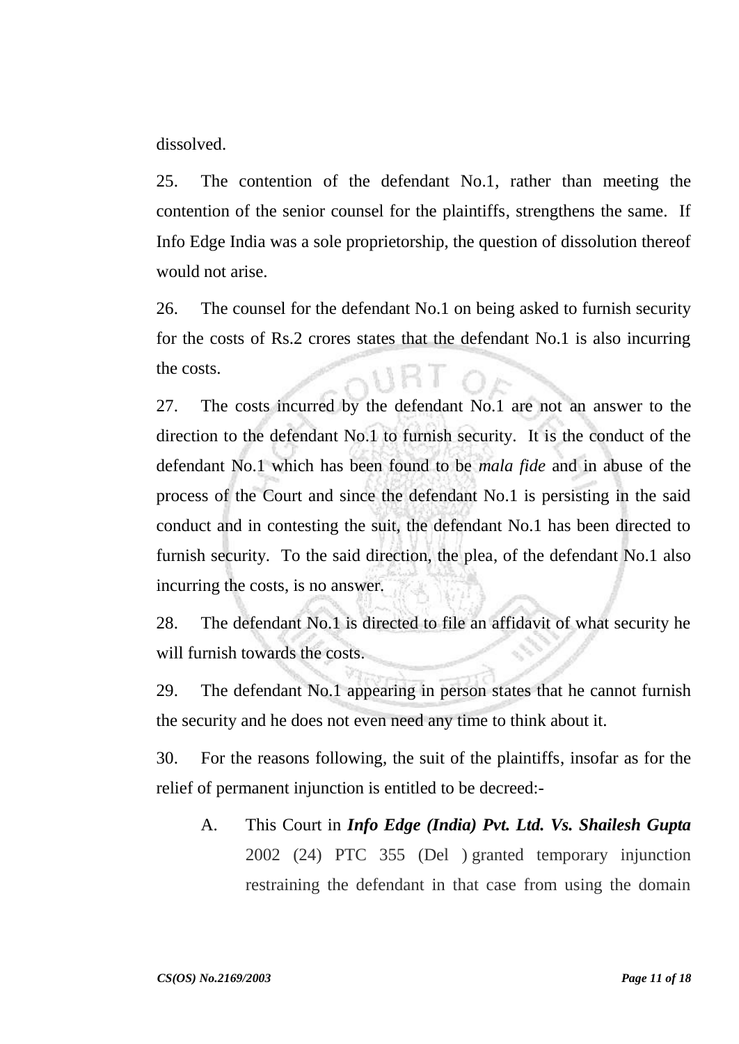dissolved.

25. The contention of the defendant No.1, rather than meeting the contention of the senior counsel for the plaintiffs, strengthens the same. If Info Edge India was a sole proprietorship, the question of dissolution thereof would not arise.

26. The counsel for the defendant No.1 on being asked to furnish security for the costs of Rs.2 crores states that the defendant No.1 is also incurring the costs.

27. The costs incurred by the defendant No.1 are not an answer to the direction to the defendant No.1 to furnish security. It is the conduct of the defendant No.1 which has been found to be *mala fide* and in abuse of the process of the Court and since the defendant No.1 is persisting in the said conduct and in contesting the suit, the defendant No.1 has been directed to furnish security. To the said direction, the plea, of the defendant No.1 also incurring the costs, is no answer.

28. The defendant No.1 is directed to file an affidavit of what security he will furnish towards the costs.

29. The defendant No.1 appearing in person states that he cannot furnish the security and he does not even need any time to think about it.

30. For the reasons following, the suit of the plaintiffs, insofar as for the relief of permanent injunction is entitled to be decreed:-

A. This Court in ***Info Edge (India) Pvt. Ltd. Vs. Shailesh Gupta*** 2002 (24) PTC 355 (Del ) granted temporary injunction restraining the defendant in that case from using the domain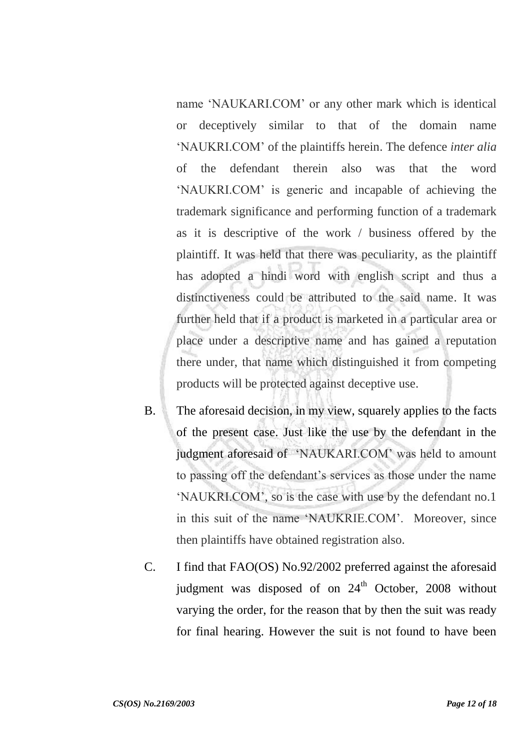name 'NAUKARI.COM' or any other mark which is identical or deceptively similar to that of the domain name 'NAUKRI.COM' of the plaintiffs herein. The defence *inter alia* of the defendant therein also was that the word 'NAUKRI.COM' is generic and incapable of achieving the trademark significance and performing function of a trademark as it is descriptive of the work / business offered by the plaintiff. It was held that there was peculiarity, as the plaintiff has adopted a hindi word with english script and thus a distinctiveness could be attributed to the said name. It was further held that if a product is marketed in a particular area or place under a descriptive name and has gained a reputation there under, that name which distinguished it from competing products will be protected against deceptive use.

B. The aforesaid decision, in my view, squarely applies to the facts of the present case. Just like the use by the defendant in the judgment aforesaid of 'NAUKARI.COM' was held to amount to passing off the defendant's services as those under the name 'NAUKRI.COM', so is the case with use by the defendant no.1 in this suit of the name 'NAUKRIE.COM'. Moreover, since then plaintiffs have obtained registration also.

C. I find that FAO(OS) No.92/2002 preferred against the aforesaid judgment was disposed of on 24th October, 2008 without varying the order, for the reason that by then the suit was ready for final hearing. However the suit is not found to have been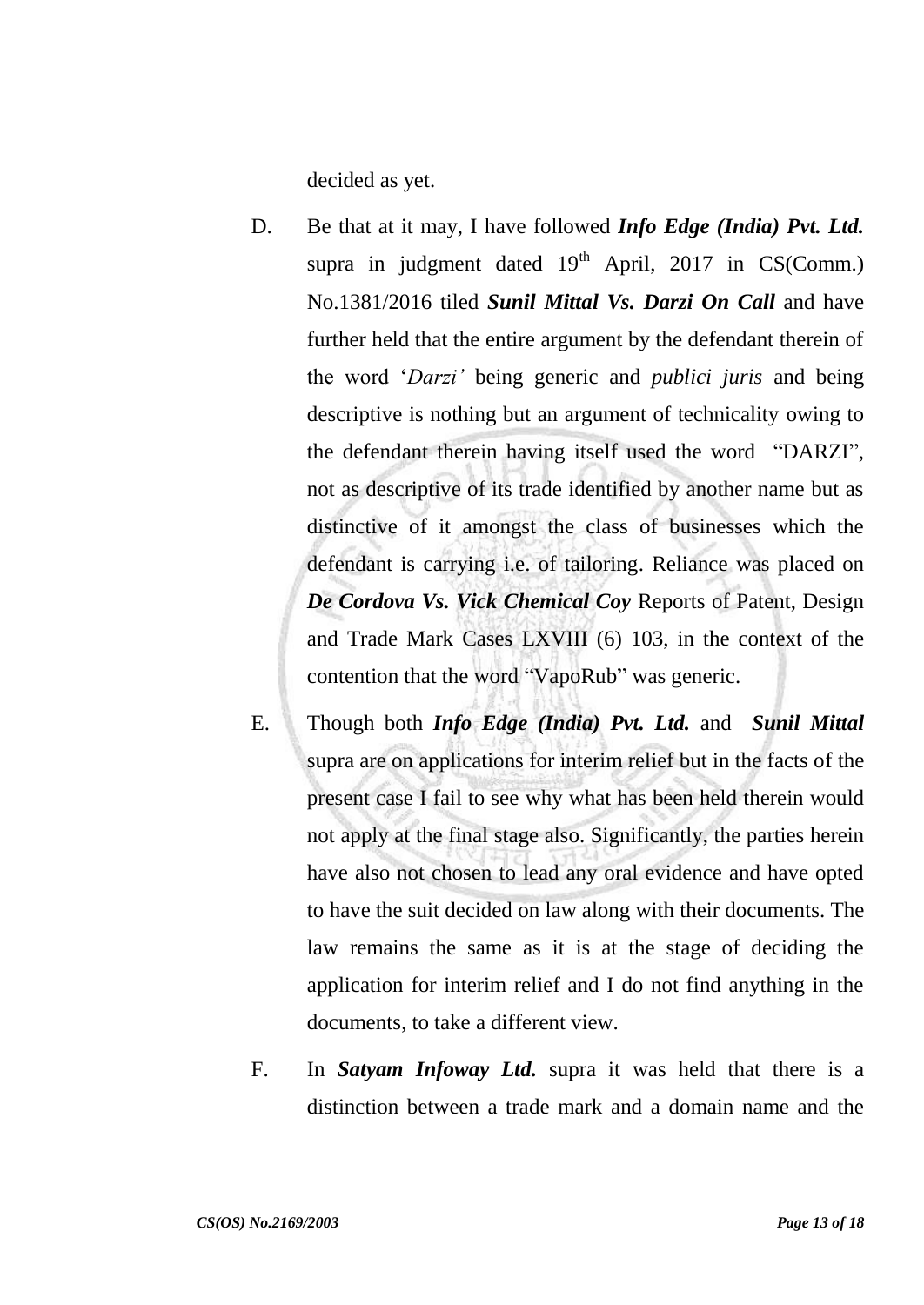decided as yet.

D. Be that at it may, I have followed ***Info Edge (India) Pvt. Ltd.*** supra in judgment dated 19th April, 2017 in CS(Comm.) No.1381/2016 tiled ***Sunil Mittal Vs. Darzi On Call*** and have further held that the entire argument by the defendant therein of the word '*Darzi'* being generic and *publici juris* and being descriptive is nothing but an argument of technicality owing to the defendant therein having itself used the word "DARZI", not as descriptive of its trade identified by another name but as distinctive of it amongst the class of businesses which the defendant is carrying i.e. of tailoring. Reliance was placed on ***De Cordova Vs. Vick Chemical Coy*** Reports of Patent, Design and Trade Mark Cases LXVIII (6) 103, in the context of the contention that the word "VapoRub" was generic.

E. Though both ***Info Edge (India) Pvt. Ltd.*** and ***Sunil Mittal*** supra are on applications for interim relief but in the facts of the present case I fail to see why what has been held therein would not apply at the final stage also. Significantly, the parties herein have also not chosen to lead any oral evidence and have opted to have the suit decided on law along with their documents. The law remains the same as it is at the stage of deciding the application for interim relief and I do not find anything in the documents, to take a different view.

F. In ***Satyam Infoway Ltd.*** supra it was held that there is a distinction between a trade mark and a domain name and the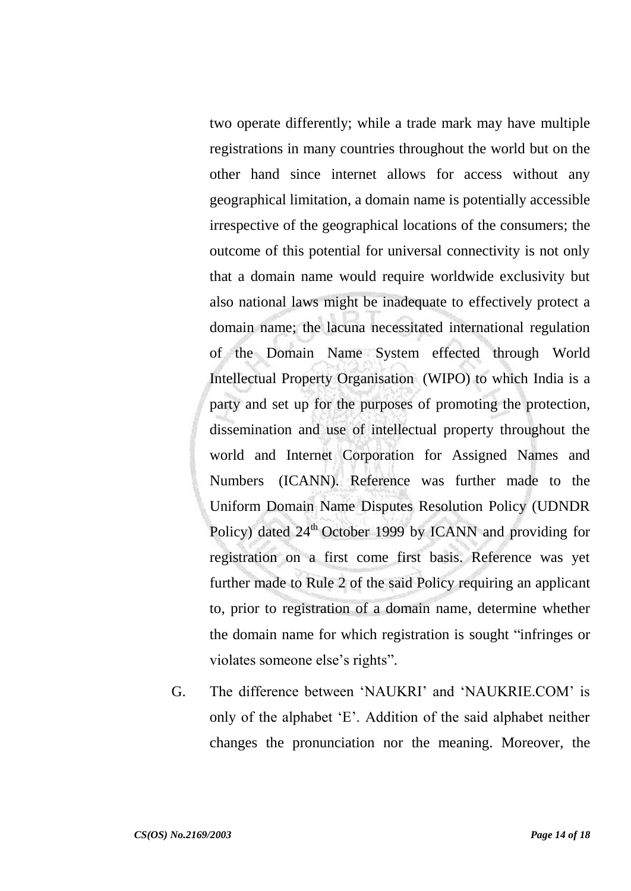two operate differently; while a trade mark may have multiple registrations in many countries throughout the world but on the other hand since internet allows for access without any geographical limitation, a domain name is potentially accessible irrespective of the geographical locations of the consumers; the outcome of this potential for universal connectivity is not only that a domain name would require worldwide exclusivity but also national laws might be inadequate to effectively protect a domain name; the lacuna necessitated international regulation of the Domain Name System effected through World Intellectual Property Organisation (WIPO) to which India is a party and set up for the purposes of promoting the protection, dissemination and use of intellectual property throughout the world and Internet Corporation for Assigned Names and Numbers (ICANN). Reference was further made to the Uniform Domain Name Disputes Resolution Policy (UDNDR Policy) dated 24th October 1999 by ICANN and providing for registration on a first come first basis. Reference was yet further made to Rule 2 of the said Policy requiring an applicant to, prior to registration of a domain name, determine whether the domain name for which registration is sought "infringes or violates someone else's rights".

G. The difference between 'NAUKRI' and 'NAUKRIE.COM' is only of the alphabet 'E'. Addition of the said alphabet neither changes the pronunciation nor the meaning. Moreover, the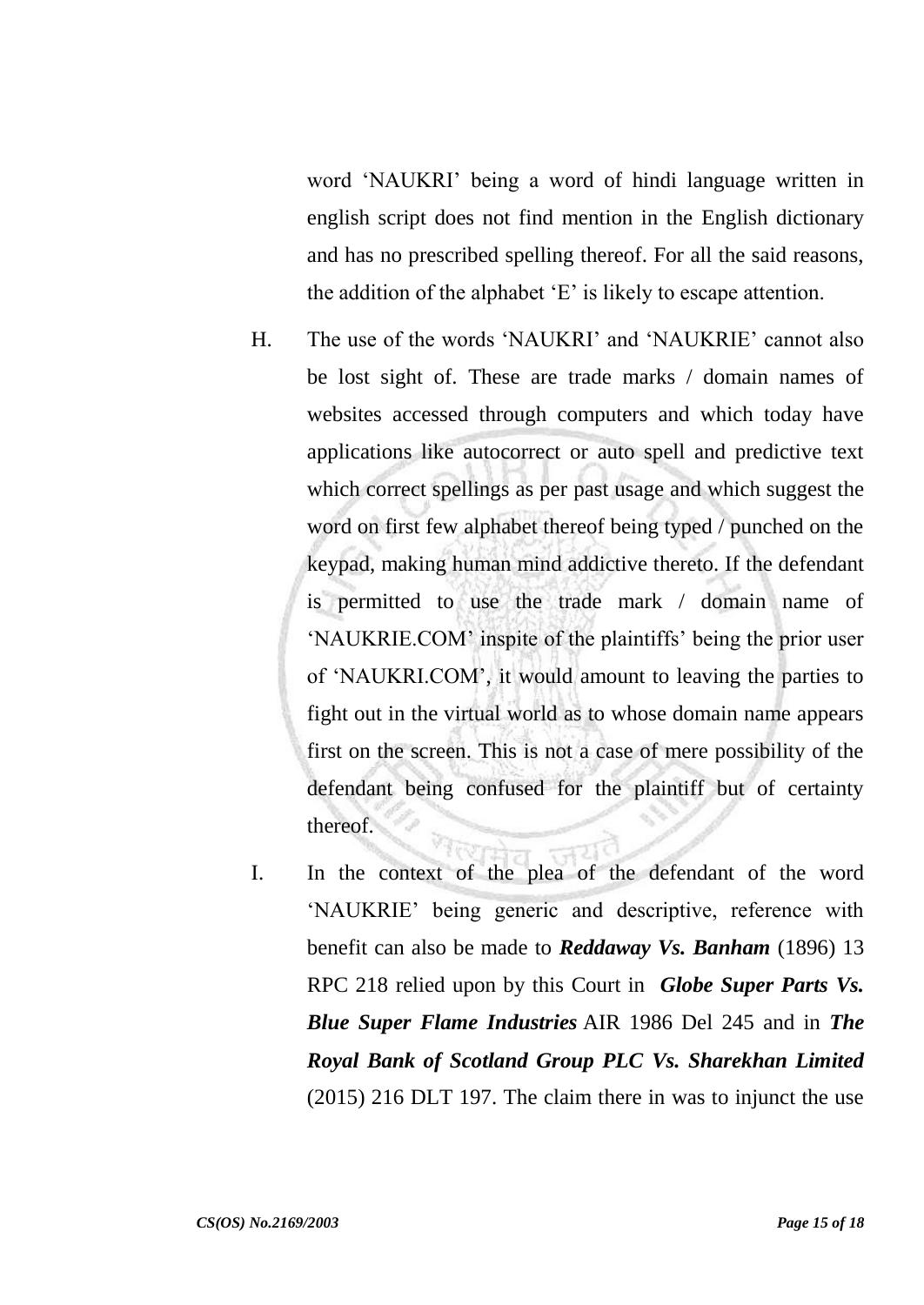word 'NAUKRI' being a word of hindi language written in english script does not find mention in the English dictionary and has no prescribed spelling thereof. For all the said reasons, the addition of the alphabet 'E' is likely to escape attention.

H. The use of the words 'NAUKRI' and 'NAUKRIE' cannot also be lost sight of. These are trade marks / domain names of websites accessed through computers and which today have applications like autocorrect or auto spell and predictive text which correct spellings as per past usage and which suggest the word on first few alphabet thereof being typed / punched on the keypad, making human mind addictive thereto. If the defendant is permitted to use the trade mark / domain name of 'NAUKRIE.COM' inspite of the plaintiffs' being the prior user of 'NAUKRI.COM', it would amount to leaving the parties to fight out in the virtual world as to whose domain name appears first on the screen. This is not a case of mere possibility of the defendant being confused for the plaintiff but of certainty thereof.

I. In the context of the plea of the defendant of the word 'NAUKRIE' being generic and descriptive, reference with benefit can also be made to ***Reddaway Vs. Banham*** (1896) 13 RPC 218 relied upon by this Court in ***Globe Super Parts Vs. Blue Super Flame Industries*** AIR 1986 Del 245 and in ***The Royal Bank of Scotland Group PLC Vs. Sharekhan Limited*** (2015) 216 DLT 197. The claim there in was to injunct the use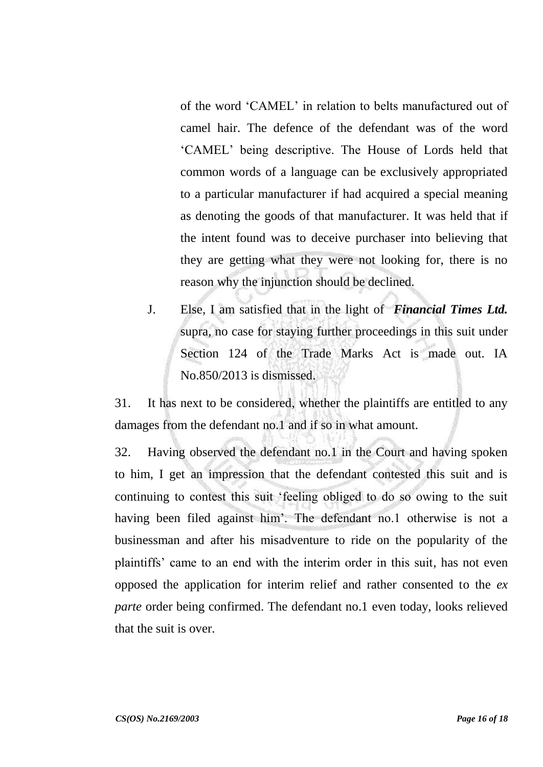of the word 'CAMEL' in relation to belts manufactured out of camel hair. The defence of the defendant was of the word 'CAMEL' being descriptive. The House of Lords held that common words of a language can be exclusively appropriated to a particular manufacturer if had acquired a special meaning as denoting the goods of that manufacturer. It was held that if the intent found was to deceive purchaser into believing that they are getting what they were not looking for, there is no reason why the injunction should be declined.

J. Else, I am satisfied that in the light of ***Financial Times Ltd.*** supra, no case for staying further proceedings in this suit under Section 124 of the Trade Marks Act is made out. IA No.850/2013 is dismissed.

31. It has next to be considered, whether the plaintiffs are entitled to any damages from the defendant no.1 and if so in what amount.

32. Having observed the defendant no.1 in the Court and having spoken to him, I get an impression that the defendant contested this suit and is continuing to contest this suit 'feeling obliged to do so owing to the suit having been filed against him'. The defendant no.1 otherwise is not a businessman and after his misadventure to ride on the popularity of the plaintiffs' came to an end with the interim order in this suit, has not even opposed the application for interim relief and rather consented to the *ex parte* order being confirmed. The defendant no.1 even today, looks relieved that the suit is over.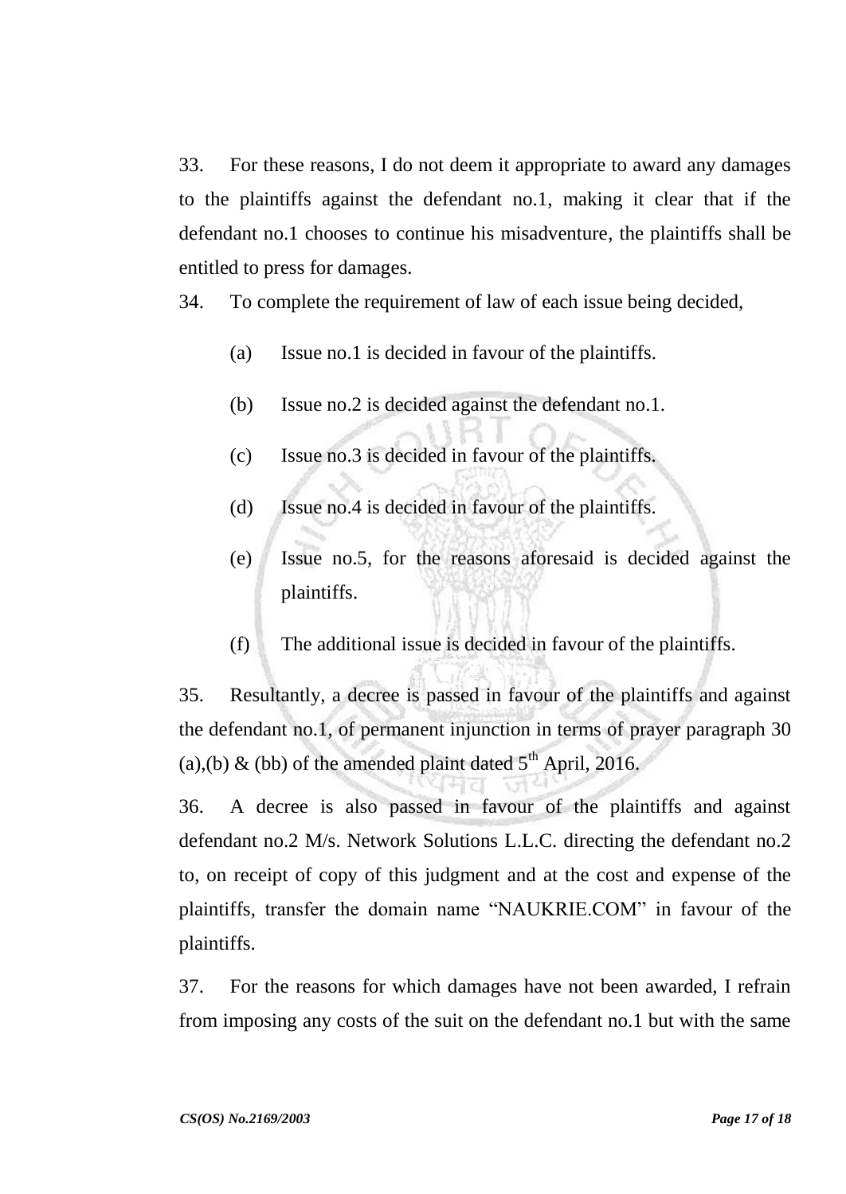33. For these reasons, I do not deem it appropriate to award any damages to the plaintiffs against the defendant no.1, making it clear that if the defendant no.1 chooses to continue his misadventure, the plaintiffs shall be entitled to press for damages.

34. To complete the requirement of law of each issue being decided,

(a) Issue no.1 is decided in favour of the plaintiffs.

(b) Issue no.2 is decided against the defendant no.1.

(c) Issue no.3 is decided in favour of the plaintiffs.

(d) Issue no.4 is decided in favour of the plaintiffs.

(e) Issue no.5, for the reasons aforesaid is decided against the plaintiffs.

(f) The additional issue is decided in favour of the plaintiffs.

35. Resultantly, a decree is passed in favour of the plaintiffs and against the defendant no.1, of permanent injunction in terms of prayer paragraph 30 (a),(b) & (bb) of the amended plaint dated 5th April, 2016.

36. A decree is also passed in favour of the plaintiffs and against defendant no.2 M/s. Network Solutions L.L.C. directing the defendant no.2 to, on receipt of copy of this judgment and at the cost and expense of the plaintiffs, transfer the domain name "NAUKRIE.COM" in favour of the plaintiffs.

37. For the reasons for which damages have not been awarded, I refrain from imposing any costs of the suit on the defendant no.1 but with the same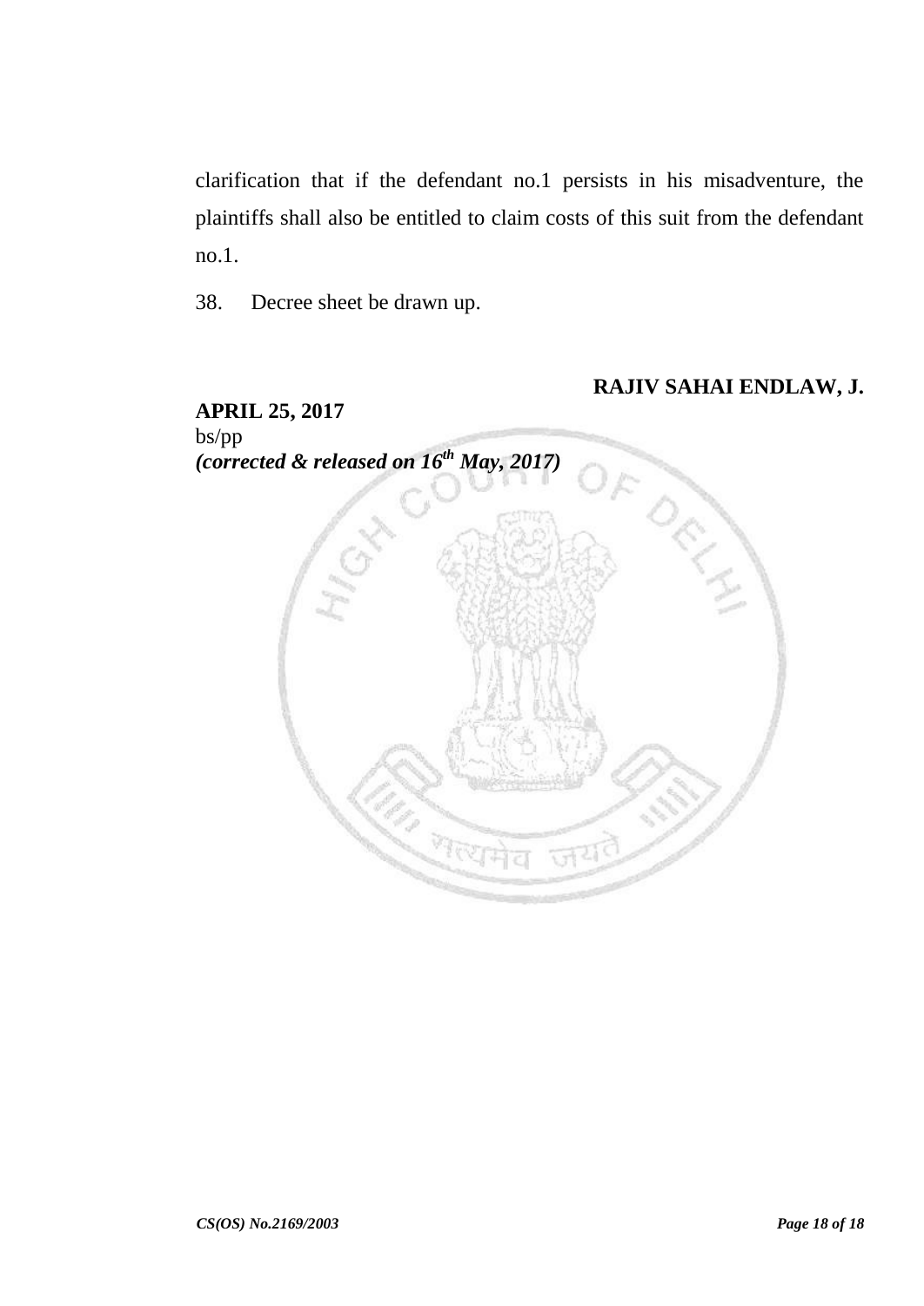clarification that if the defendant no.1 persists in his misadventure, the plaintiffs shall also be entitled to claim costs of this suit from the defendant no.1.

38. Decree sheet be drawn up.

**RAJIV SAHAI ENDLAW, J.**

**APRIL 25, 2017**
bs/pp
***(corrected & released on 16th May, 2017)***